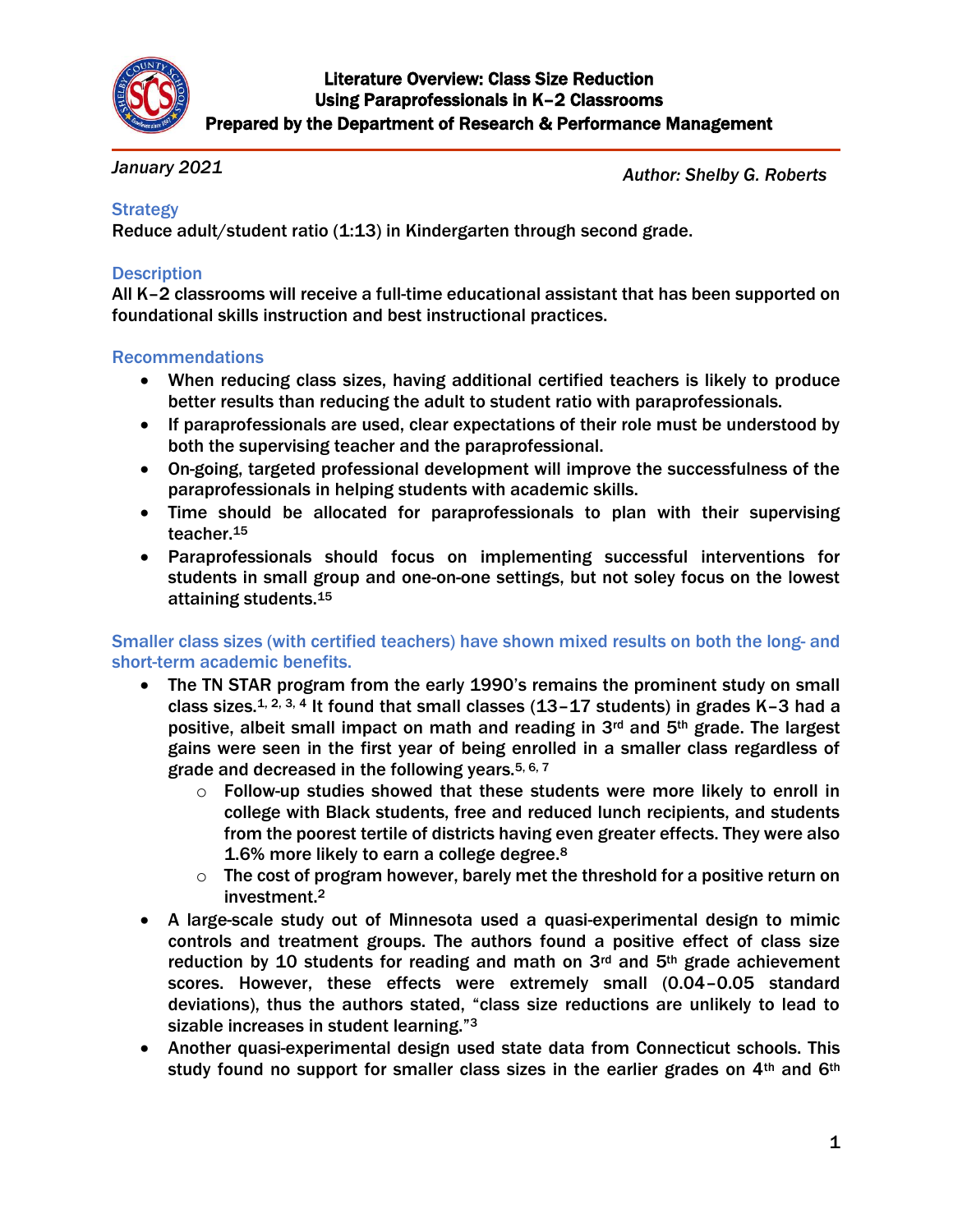# Literature Overview: Class Size Reduction Using Paraprofessionals in K–2 Classrooms

**Prepared by the Department of Research & Performance Management**

*January 2021*

*Author: Shelby G. Roberts*

## Strategy

Reduce adult/student ratio (1:13) in Kindergarten through second grade.

## Description

All K–2 classrooms will receive a full-time educational assistant that has been supported on foundational skills instruction and best instructional practices.

## Recommendations

- When reducing class sizes, having additional certified teachers is likely to produce better results than reducing the adult to student ratio with paraprofessionals.
- If paraprofessionals are used, clear expectations of their role must be understood by both the supervising teacher and the paraprofessional.
- On-going, targeted professional development will improve the successfulness of the paraprofessionals in helping students with academic skills.
- Time should be allocated for paraprofessionals to plan with their supervising teacher.[15]
- Paraprofessionals should focus on implementing successful interventions for students in small group and one-on-one settings, but not soley focus on the lowest attaining students.[15]

## Smaller class sizes (with certified teachers) have shown mixed results on both the long- and short-term academic benefits.

- The TN STAR program from the early 1990's remains the prominent study on small class sizes.[1, 2, 3, 4] It found that small classes (13–17 students) in grades K–3 had a positive, albeit small impact on math and reading in 3rd and 5th grade. The largest gains were seen in the first year of being enrolled in a smaller class regardless of grade and decreased in the following years.[5, 6, 7]
  - Follow-up studies showed that these students were more likely to enroll in college with Black students, free and reduced lunch recipients, and students from the poorest tertile of districts having even greater effects. They were also 1.6% more likely to earn a college degree.[8]
  - The cost of program however, barely met the threshold for a positive return on investment.[2]
- A large-scale study out of Minnesota used a quasi-experimental design to mimic controls and treatment groups. The authors found a positive effect of class size reduction by 10 students for reading and math on 3rd and 5th grade achievement scores. However, these effects were extremely small (0.04–0.05 standard deviations), thus the authors stated, "class size reductions are unlikely to lead to sizable increases in student learning."[3]
- Another quasi-experimental design used state data from Connecticut schools. This study found no support for smaller class sizes in the earlier grades on 4th and 6th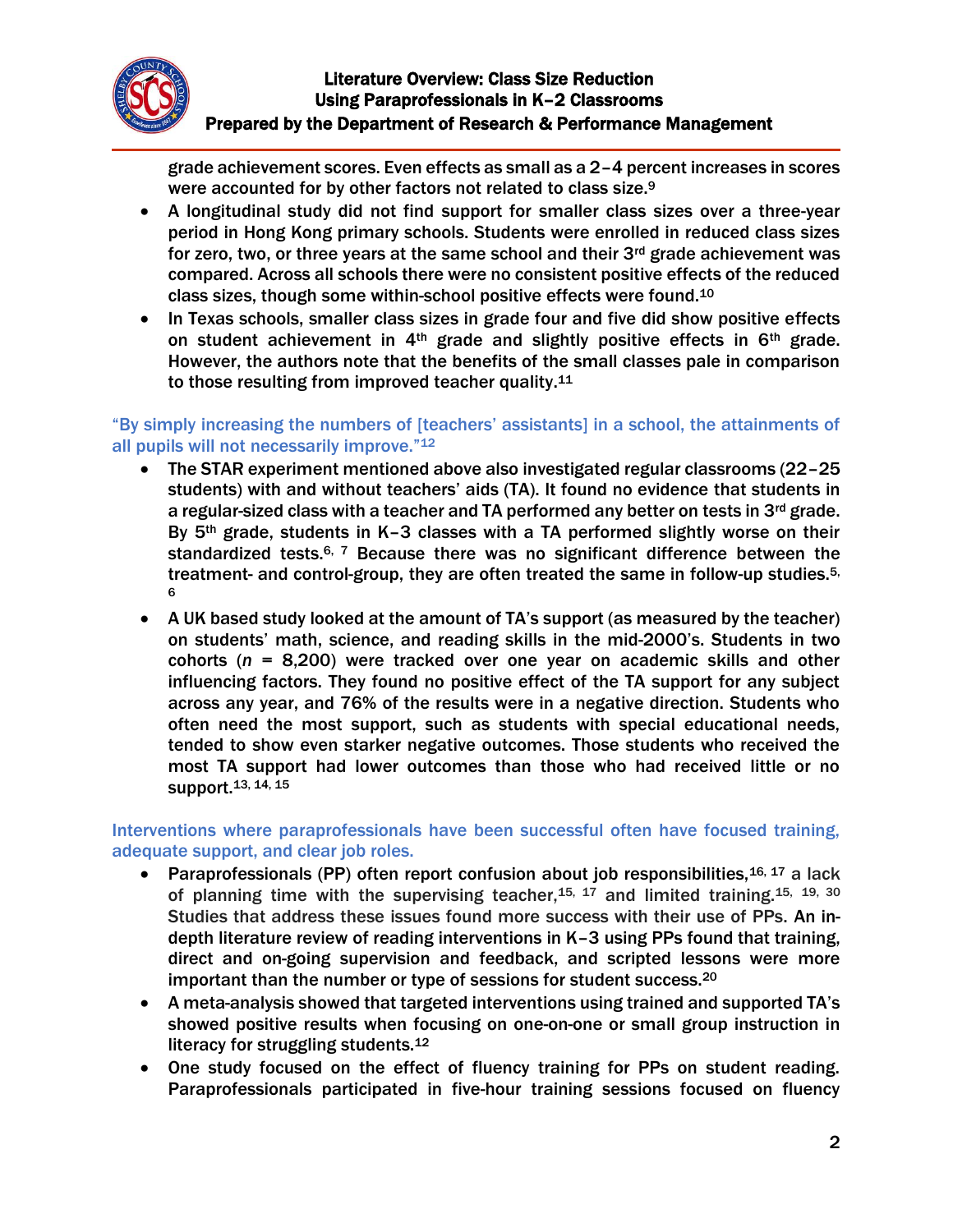grade achievement scores. Even effects as small as a 2–4 percent increases in scores were accounted for by other factors not related to class size.[9]

- A longitudinal study did not find support for smaller class sizes over a three-year period in Hong Kong primary schools. Students were enrolled in reduced class sizes for zero, two, or three years at the same school and their 3rd grade achievement was compared. Across all schools there were no consistent positive effects of the reduced class sizes, though some within-school positive effects were found.[10]
- In Texas schools, smaller class sizes in grade four and five did show positive effects on student achievement in 4th grade and slightly positive effects in 6th grade. However, the authors note that the benefits of the small classes pale in comparison to those resulting from improved teacher quality.[11]

### "By simply increasing the numbers of [teachers' assistants] in a school, the attainments of all pupils will not necessarily improve."[12]

- The STAR experiment mentioned above also investigated regular classrooms (22–25 students) with and without teachers' aids (TA). It found no evidence that students in a regular-sized class with a teacher and TA performed any better on tests in 3rd grade. By 5th grade, students in K–3 classes with a TA performed slightly worse on their standardized tests.[6, 7] Because there was no significant difference between the treatment- and control-group, they are often treated the same in follow-up studies.[5, 6]
- A UK based study looked at the amount of TA's support (as measured by the teacher) on students' math, science, and reading skills in the mid-2000's. Students in two cohorts (*n* = 8,200) were tracked over one year on academic skills and other influencing factors. They found no positive effect of the TA support for any subject across any year, and 76% of the results were in a negative direction. Students who often need the most support, such as students with special educational needs, tended to show even starker negative outcomes. Those students who received the most TA support had lower outcomes than those who had received little or no support.[13, 14, 15]

### Interventions where paraprofessionals have been successful often have focused training, adequate support, and clear job roles.

- Paraprofessionals (PP) often report confusion about job responsibilities,[16, 17] a lack of planning time with the supervising teacher,[15, 17] and limited training.[15, 19, 30] Studies that address these issues found more success with their use of PPs. An in-depth literature review of reading interventions in K–3 using PPs found that training, direct and on-going supervision and feedback, and scripted lessons were more important than the number or type of sessions for student success.[20]
- A meta-analysis showed that targeted interventions using trained and supported TA's showed positive results when focusing on one-on-one or small group instruction in literacy for struggling students.[12]
- One study focused on the effect of fluency training for PPs on student reading. Paraprofessionals participated in five-hour training sessions focused on fluency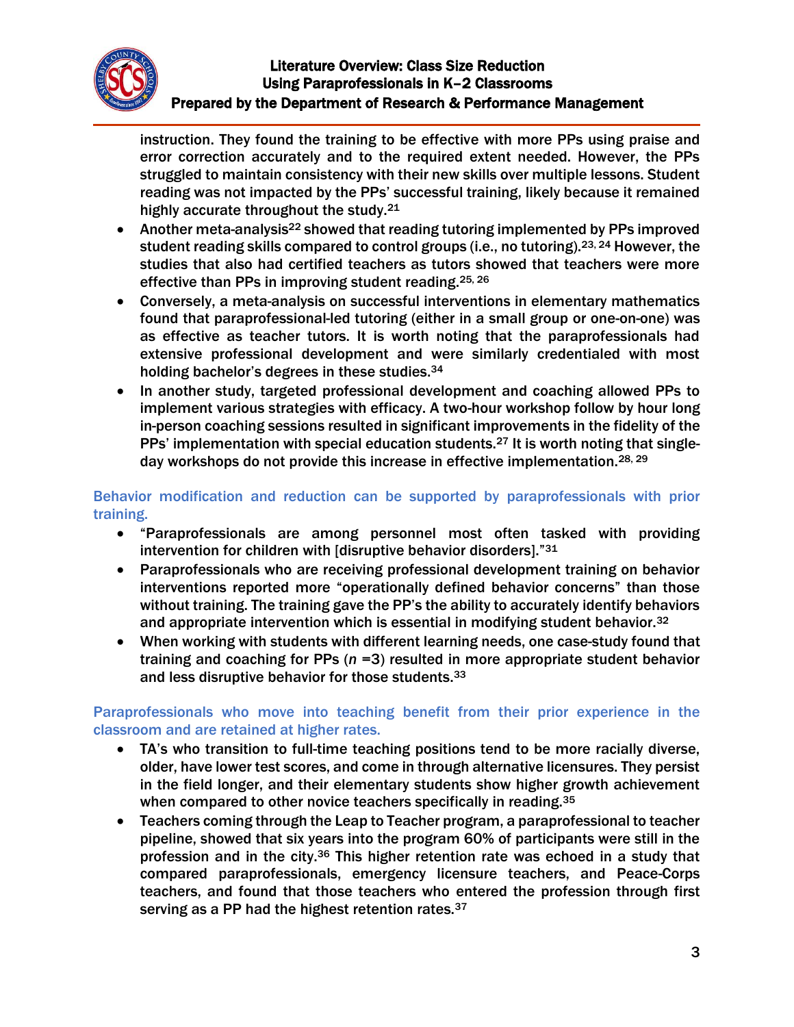instruction. They found the training to be effective with more PPs using praise and error correction accurately and to the required extent needed. However, the PPs struggled to maintain consistency with their new skills over multiple lessons. Student reading was not impacted by the PPs' successful training, likely because it remained highly accurate throughout the study.[21]

- Another meta-analysis[22] showed that reading tutoring implemented by PPs improved student reading skills compared to control groups (i.e., no tutoring).[23, 24] However, the studies that also had certified teachers as tutors showed that teachers were more effective than PPs in improving student reading.[25, 26]
- Conversely, a meta-analysis on successful interventions in elementary mathematics found that paraprofessional-led tutoring (either in a small group or one-on-one) was as effective as teacher tutors. It is worth noting that the paraprofessionals had extensive professional development and were similarly credentialed with most holding bachelor's degrees in these studies.[34]
- In another study, targeted professional development and coaching allowed PPs to implement various strategies with efficacy. A two-hour workshop follow by hour long in-person coaching sessions resulted in significant improvements in the fidelity of the PPs' implementation with special education students.[27] It is worth noting that single-day workshops do not provide this increase in effective implementation.[28, 29]

### Behavior modification and reduction can be supported by paraprofessionals with prior training.

- "Paraprofessionals are among personnel most often tasked with providing intervention for children with [disruptive behavior disorders]."[31]
- Paraprofessionals who are receiving professional development training on behavior interventions reported more "operationally defined behavior concerns" than those without training. The training gave the PP's the ability to accurately identify behaviors and appropriate intervention which is essential in modifying student behavior.[32]
- When working with students with different learning needs, one case-study found that training and coaching for PPs (*n* =3) resulted in more appropriate student behavior and less disruptive behavior for those students.[33]

### Paraprofessionals who move into teaching benefit from their prior experience in the classroom and are retained at higher rates.

- TA's who transition to full-time teaching positions tend to be more racially diverse, older, have lower test scores, and come in through alternative licensures. They persist in the field longer, and their elementary students show higher growth achievement when compared to other novice teachers specifically in reading.[35]
- Teachers coming through the Leap to Teacher program, a paraprofessional to teacher pipeline, showed that six years into the program 60% of participants were still in the profession and in the city.[36] This higher retention rate was echoed in a study that compared paraprofessionals, emergency licensure teachers, and Peace-Corps teachers, and found that those teachers who entered the profession through first serving as a PP had the highest retention rates.[37]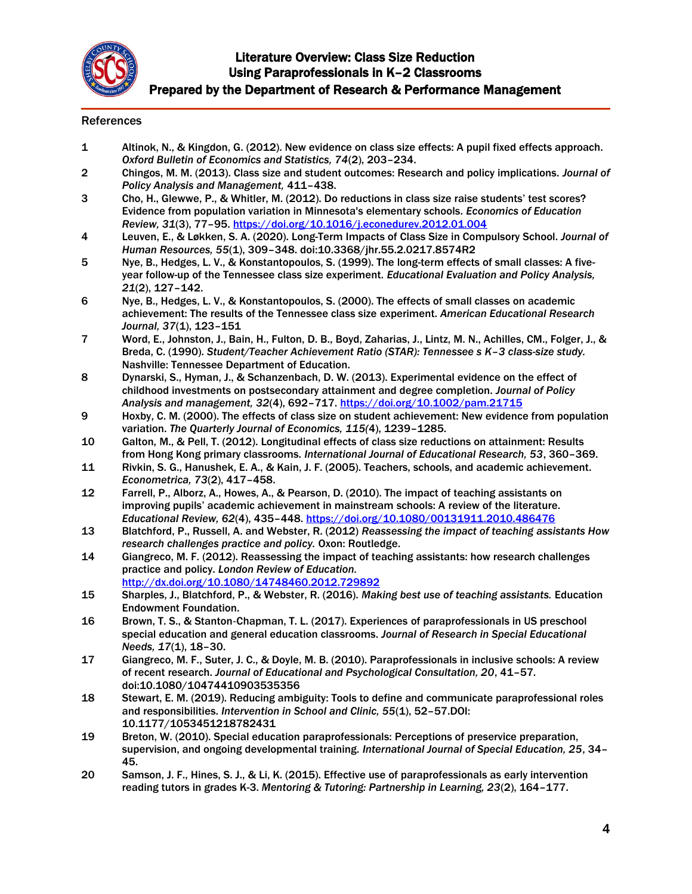## References

1. Altinok, N., & Kingdon, G. (2012). New evidence on class size effects: A pupil fixed effects approach. *Oxford Bulletin of Economics and Statistics, 74*(2), 203–234.
2. Chingos, M. M. (2013). Class size and student outcomes: Research and policy implications. *Journal of Policy Analysis and Management,* 411–438.
3. Cho, H., Glewwe, P., & Whitler, M. (2012). Do reductions in class size raise students' test scores? Evidence from population variation in Minnesota's elementary schools. *Economics of Education Review, 31*(3), 77–95. https://doi.org/10.1016/j.econedurev.2012.01.004
4. Leuven, E., & Løkken, S. A. (2020). Long-Term Impacts of Class Size in Compulsory School. *Journal of Human Resources, 55*(1), 309–348. doi:10.3368/jhr.55.2.0217.8574R2
5. Nye, B., Hedges, L. V., & Konstantopoulos, S. (1999). The long-term effects of small classes: A five-year follow-up of the Tennessee class size experiment. *Educational Evaluation and Policy Analysis, 21*(2), 127–142.
6. Nye, B., Hedges, L. V., & Konstantopoulos, S. (2000). The effects of small classes on academic achievement: The results of the Tennessee class size experiment. *American Educational Research Journal, 37*(1), 123–151
7. Word, E., Johnston, J., Bain, H., Fulton, D. B., Boyd, Zaharias, J., Lintz, M. N., Achilles, CM., Folger, J., & Breda, C. (1990). *Student/Teacher Achievement Ratio (STAR): Tennessee s K–3 class-size study.* Nashville: Tennessee Department of Education.
8. Dynarski, S., Hyman, J., & Schanzenbach, D. W. (2013). Experimental evidence on the effect of childhood investments on postsecondary attainment and degree completion. *Journal of Policy Analysis and management, 32*(4), 692–717. https://doi.org/10.1002/pam.21715
9. Hoxby, C. M. (2000). The effects of class size on student achievement: New evidence from population variation. *The Quarterly Journal of Economics, 115*(4), 1239–1285.
10. Galton, M., & Pell, T. (2012). Longitudinal effects of class size reductions on attainment: Results from Hong Kong primary classrooms. *International Journal of Educational Research, 53*, 360–369.
11. Rivkin, S. G., Hanushek, E. A., & Kain, J. F. (2005). Teachers, schools, and academic achievement. *Econometrica, 73*(2), 417–458.
12. Farrell, P., Alborz, A., Howes, A., & Pearson, D. (2010). The impact of teaching assistants on improving pupils' academic achievement in mainstream schools: A review of the literature. *Educational Review, 62*(4), 435–448. https://doi.org/10.1080/00131911.2010.486476
13. Blatchford, P., Russell, A. and Webster, R. (2012) *Reassessing the impact of teaching assistants How research challenges practice and policy.* Oxon: Routledge.
14. Giangreco, M. F. (2012). Reassessing the impact of teaching assistants: how research challenges practice and policy. *London Review of Education.* http://dx.doi.org/10.1080/14748460.2012.729892
15. Sharples, J., Blatchford, P., & Webster, R. (2016). *Making best use of teaching assistants.* Education Endowment Foundation.
16. Brown, T. S., & Stanton-Chapman, T. L. (2017). Experiences of paraprofessionals in US preschool special education and general education classrooms. *Journal of Research in Special Educational Needs, 17*(1), 18–30.
17. Giangreco, M. F., Suter, J. C., & Doyle, M. B. (2010). Paraprofessionals in inclusive schools: A review of recent research. *Journal of Educational and Psychological Consultation, 20*, 41–57. doi:10.1080/10474410903535356
18. Stewart, E. M. (2019). Reducing ambiguity: Tools to define and communicate paraprofessional roles and responsibilities. *Intervention in School and Clinic, 55*(1), 52–57.DOI: 10.1177/1053451218782431
19. Breton, W. (2010). Special education paraprofessionals: Perceptions of preservice preparation, supervision, and ongoing developmental training. *International Journal of Special Education, 25*, 34–45.
20. Samson, J. F., Hines, S. J., & Li, K. (2015). Effective use of paraprofessionals as early intervention reading tutors in grades K-3. *Mentoring & Tutoring: Partnership in Learning, 23*(2), 164–177.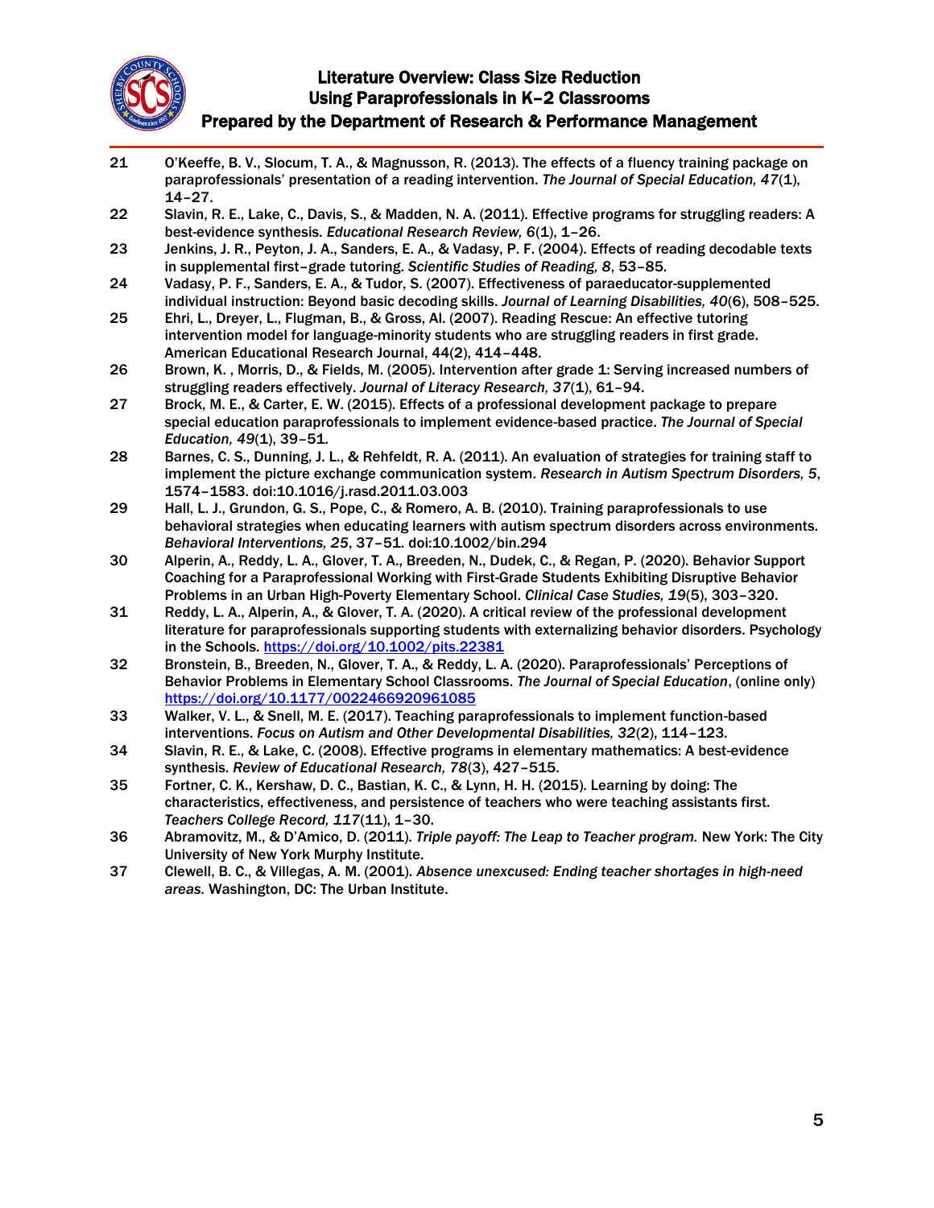21 O'Keeffe, B. V., Slocum, T. A., & Magnusson, R. (2013). The effects of a fluency training package on paraprofessionals' presentation of a reading intervention. *The Journal of Special Education, 47*(1), 14–27.

22 Slavin, R. E., Lake, C., Davis, S., & Madden, N. A. (2011). Effective programs for struggling readers: A best-evidence synthesis. *Educational Research Review, 6*(1), 1–26.

23 Jenkins, J. R., Peyton, J. A., Sanders, E. A., & Vadasy, P. F. (2004). Effects of reading decodable texts in supplemental first–grade tutoring. *Scientific Studies of Reading, 8*, 53–85.

24 Vadasy, P. F., Sanders, E. A., & Tudor, S. (2007). Effectiveness of paraeducator-supplemented individual instruction: Beyond basic decoding skills. *Journal of Learning Disabilities, 40*(6), 508–525.

25 Ehri, L., Dreyer, L., Flugman, B., & Gross, Al. (2007). Reading Rescue: An effective tutoring intervention model for language-minority students who are struggling readers in first grade. American Educational Research Journal, 44(2), 414–448.

26 Brown, K. , Morris, D., & Fields, M. (2005). Intervention after grade 1: Serving increased numbers of struggling readers effectively. *Journal of Literacy Research, 37*(1), 61–94.

27 Brock, M. E., & Carter, E. W. (2015). Effects of a professional development package to prepare special education paraprofessionals to implement evidence-based practice. *The Journal of Special Education, 49*(1), 39–51.

28 Barnes, C. S., Dunning, J. L., & Rehfeldt, R. A. (2011). An evaluation of strategies for training staff to implement the picture exchange communication system. *Research in Autism Spectrum Disorders, 5*, 1574–1583. doi:10.1016/j.rasd.2011.03.003

29 Hall, L. J., Grundon, G. S., Pope, C., & Romero, A. B. (2010). Training paraprofessionals to use behavioral strategies when educating learners with autism spectrum disorders across environments. *Behavioral Interventions, 25*, 37–51. doi:10.1002/bin.294

30 Alperin, A., Reddy, L. A., Glover, T. A., Breeden, N., Dudek, C., & Regan, P. (2020). Behavior Support Coaching for a Paraprofessional Working with First-Grade Students Exhibiting Disruptive Behavior Problems in an Urban High-Poverty Elementary School. *Clinical Case Studies, 19*(5), 303–320.

31 Reddy, L. A., Alperin, A., & Glover, T. A. (2020). A critical review of the professional development literature for paraprofessionals supporting students with externalizing behavior disorders. Psychology in the Schools. https://doi.org/10.1002/pits.22381

32 Bronstein, B., Breeden, N., Glover, T. A., & Reddy, L. A. (2020). Paraprofessionals' Perceptions of Behavior Problems in Elementary School Classrooms. *The Journal of Special Education*, (online only) https://doi.org/10.1177/0022466920961085

33 Walker, V. L., & Snell, M. E. (2017). Teaching paraprofessionals to implement function-based interventions. *Focus on Autism and Other Developmental Disabilities, 32*(2), 114–123.

34 Slavin, R. E., & Lake, C. (2008). Effective programs in elementary mathematics: A best-evidence synthesis. *Review of Educational Research, 78*(3), 427–515.

35 Fortner, C. K., Kershaw, D. C., Bastian, K. C., & Lynn, H. H. (2015). Learning by doing: The characteristics, effectiveness, and persistence of teachers who were teaching assistants first. *Teachers College Record, 117*(11), 1–30.

36 Abramovitz, M., & D'Amico, D. (2011). *Triple payoff: The Leap to Teacher program.* New York: The City University of New York Murphy Institute.

37 Clewell, B. C., & Villegas, A. M. (2001). *Absence unexcused: Ending teacher shortages in high-need areas.* Washington, DC: The Urban Institute.